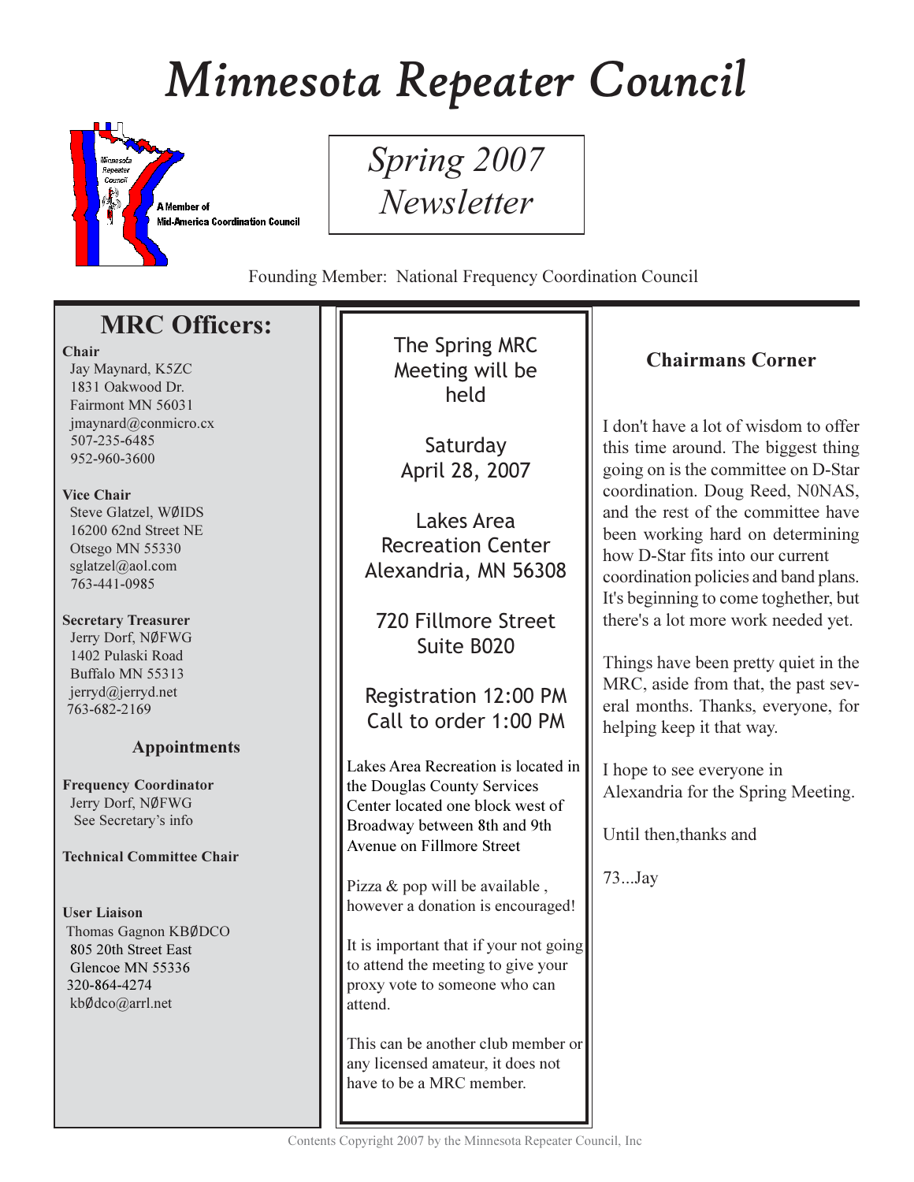# Minnesota Repeater Council

A Member of Mid-America Coordination Council

## Spring 2007 Newsletter

Founding Member: National Frequency Coordination Council

## MRC Officers:

**Chair**
Jay Maynard, K5ZC
1831 Oakwood Dr.
Fairmont MN 56031
jmaynard@conmicro.cx
507-235-6485
952-960-3600

**Vice Chair**
Steve Glatzel, WØIDS
16200 62nd Street NE
Otsego MN 55330
sglatzel@aol.com
763-441-0985

**Secretary Treasurer**
Jerry Dorf, NØFWG
1402 Pulaski Road
Buffalo MN 55313
jerryd@jerryd.net
763-682-2169

### Appointments

**Frequency Coordinator**
Jerry Dorf, NØFWG
See Secretary's info

**Technical Committee Chair**

**User Liaison**
Thomas Gagnon KBØDCO
805 20th Street East
Glencoe MN 55336
320-864-4274
kbØdco@arrl.net

---

The Spring MRC Meeting will be held

Saturday
April 28, 2007

Lakes Area Recreation Center
Alexandria, MN 56308

720 Fillmore Street
Suite B020

Registration 12:00 PM
Call to order 1:00 PM

Lakes Area Recreation is located in the Douglas County Services Center located one block west of Broadway between 8th and 9th Avenue on Fillmore Street

Pizza & pop will be available , however a donation is encouraged!

It is important that if your not going to attend the meeting to give your proxy vote to someone who can attend.

This can be another club member or any licensed amateur, it does not have to be a MRC member.

---

### Chairmans Corner

I don't have a lot of wisdom to offer this time around. The biggest thing going on is the committee on D-Star coordination. Doug Reed, N0NAS, and the rest of the committee have been working hard on determining how D-Star fits into our current coordination policies and band plans. It's beginning to come toghether, but there's a lot more work needed yet.

Things have been pretty quiet in the MRC, aside from that, the past several months. Thanks, everyone, for helping keep it that way.

I hope to see everyone in Alexandria for the Spring Meeting.

Until then,thanks and

73...Jay

Contents Copyright 2007 by the Minnesota Repeater Council, Inc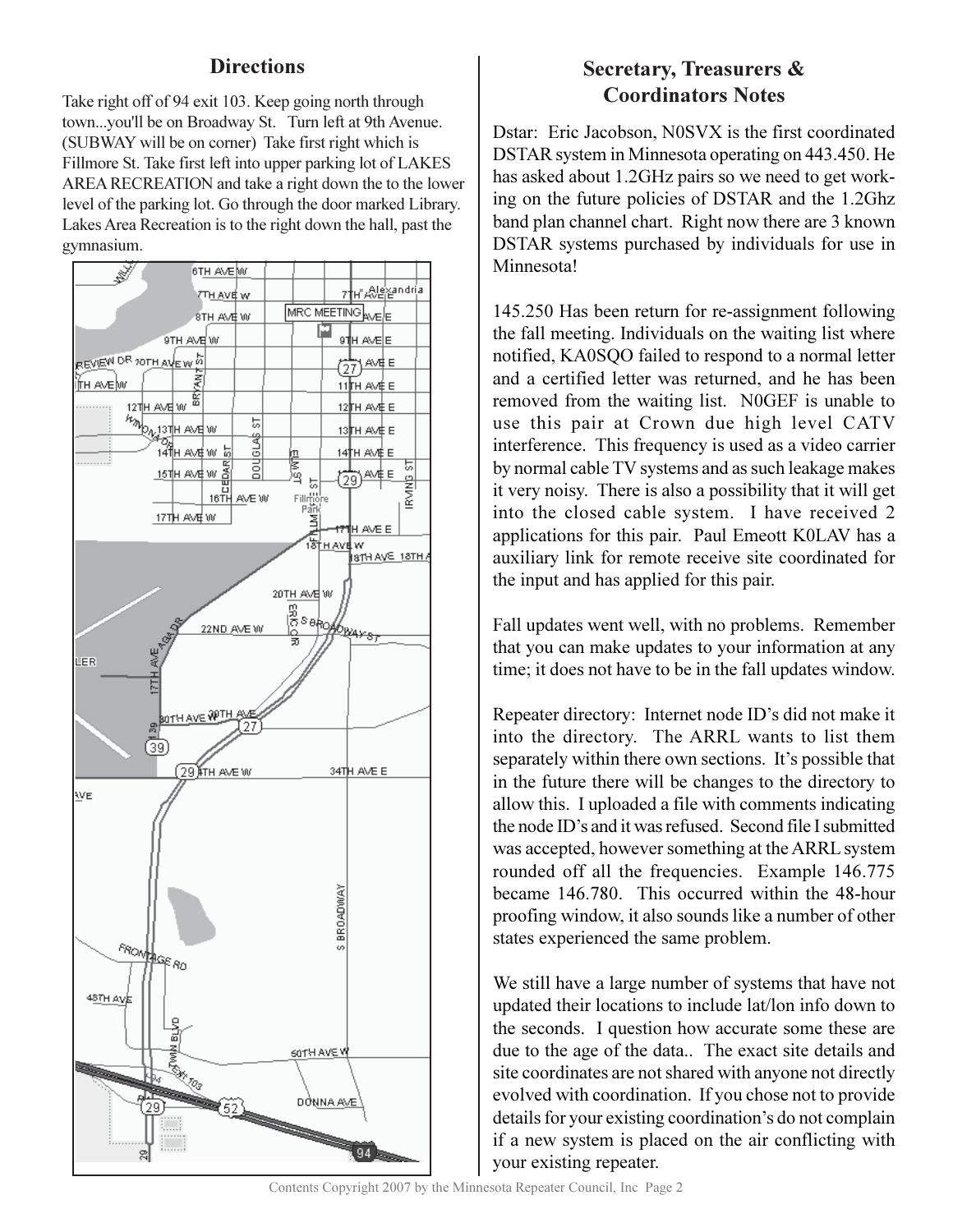## Directions

Take right off of 94 exit 103. Keep going north through town...you'll be on Broadway St. Turn left at 9th Avenue. (SUBWAY will be on corner) Take first right which is Fillmore St. Take first left into upper parking lot of LAKES AREA RECREATION and take a right down the to the lower level of the parking lot. Go through the door marked Library. Lakes Area Recreation is to the right down the hall, past the gymnasium.

## Secretary, Treasurers & Coordinators Notes

Dstar: Eric Jacobson, N0SVX is the first coordinated DSTAR system in Minnesota operating on 443.450. He has asked about 1.2GHz pairs so we need to get working on the future policies of DSTAR and the 1.2Ghz band plan channel chart. Right now there are 3 known DSTAR systems purchased by individuals for use in Minnesota!

145.250 Has been return for re-assignment following the fall meeting. Individuals on the waiting list where notified, KA0SQO failed to respond to a normal letter and a certified letter was returned, and he has been removed from the waiting list. N0GEF is unable to use this pair at Crown due high level CATV interference. This frequency is used as a video carrier by normal cable TV systems and as such leakage makes it very noisy. There is also a possibility that it will get into the closed cable system. I have received 2 applications for this pair. Paul Emeott K0LAV has a auxiliary link for remote receive site coordinated for the input and has applied for this pair.

Fall updates went well, with no problems. Remember that you can make updates to your information at any time; it does not have to be in the fall updates window.

Repeater directory: Internet node ID's did not make it into the directory. The ARRL wants to list them separately within there own sections. It's possible that in the future there will be changes to the directory to allow this. I uploaded a file with comments indicating the node ID's and it was refused. Second file I submitted was accepted, however something at the ARRL system rounded off all the frequencies. Example 146.775 became 146.780. This occurred within the 48-hour proofing window, it also sounds like a number of other states experienced the same problem.

We still have a large number of systems that have not updated their locations to include lat/lon info down to the seconds. I question how accurate some these are due to the age of the data.. The exact site details and site coordinates are not shared with anyone not directly evolved with coordination. If you chose not to provide details for your existing coordination's do not complain if a new system is placed on the air conflicting with your existing repeater.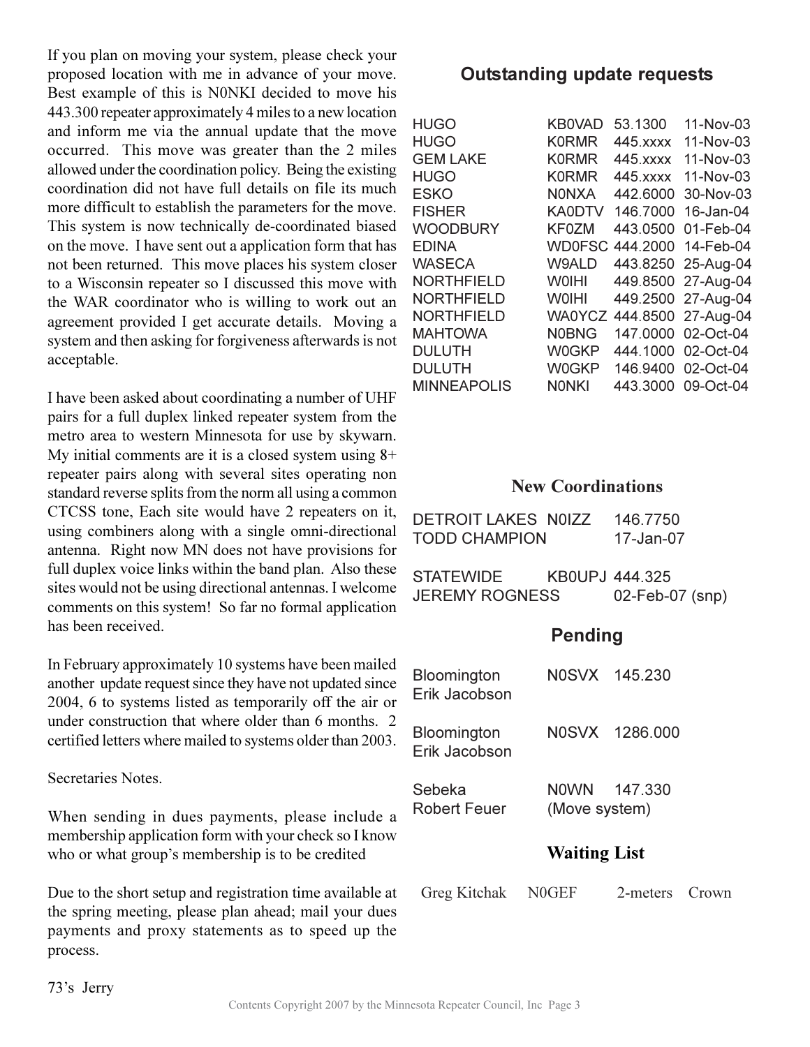If you plan on moving your system, please check your proposed location with me in advance of your move. Best example of this is N0NKI decided to move his 443.300 repeater approximately 4 miles to a new location and inform me via the annual update that the move occurred. This move was greater than the 2 miles allowed under the coordination policy. Being the existing coordination did not have full details on file its much more difficult to establish the parameters for the move. This system is now technically de-coordinated biased on the move. I have sent out a application form that has not been returned. This move places his system closer to a Wisconsin repeater so I discussed this move with the WAR coordinator who is willing to work out an agreement provided I get accurate details. Moving a system and then asking for forgiveness afterwards is not acceptable.

I have been asked about coordinating a number of UHF pairs for a full duplex linked repeater system from the metro area to western Minnesota for use by skywarn. My initial comments are it is a closed system using 8+ repeater pairs along with several sites operating non standard reverse splits from the norm all using a common CTCSS tone, Each site would have 2 repeaters on it, using combiners along with a single omni-directional antenna. Right now MN does not have provisions for full duplex voice links within the band plan. Also these sites would not be using directional antennas. I welcome comments on this system! So far no formal application has been received.

In February approximately 10 systems have been mailed another update request since they have not updated since 2004, 6 to systems listed as temporarily off the air or under construction that where older than 6 months. 2 certified letters where mailed to systems older than 2003.

Secretaries Notes.

When sending in dues payments, please include a membership application form with your check so I know who or what group's membership is to be credited

Due to the short setup and registration time available at the spring meeting, please plan ahead; mail your dues payments and proxy statements as to speed up the process.

73's Jerry

## Outstanding update requests

| | | | |
|---|---|---|---|
| HUGO | KB0VAD | 53.1300 | 11-Nov-03 |
| HUGO | K0RMR | 445.xxxx | 11-Nov-03 |
| GEM LAKE | K0RMR | 445.xxxx | 11-Nov-03 |
| HUGO | K0RMR | 445.xxxx | 11-Nov-03 |
| ESKO | N0NXA | 442.6000 | 30-Nov-03 |
| FISHER | KA0DTV | 146.7000 | 16-Jan-04 |
| WOODBURY | KF0ZM | 443.0500 | 01-Feb-04 |
| EDINA | WD0FSC | 444.2000 | 14-Feb-04 |
| WASECA | W9ALD | 443.8250 | 25-Aug-04 |
| NORTHFIELD | W0IHI | 449.8500 | 27-Aug-04 |
| NORTHFIELD | W0IHI | 449.2500 | 27-Aug-04 |
| NORTHFIELD | WA0YCZ | 444.8500 | 27-Aug-04 |
| MAHTOWA | N0BNG | 147.0000 | 02-Oct-04 |
| DULUTH | W0GKP | 444.1000 | 02-Oct-04 |
| DULUTH | W0GKP | 146.9400 | 02-Oct-04 |
| MINNEAPOLIS | N0NKI | 443.3000 | 09-Oct-04 |

## New Coordinations

DETROIT LAKES N0IZZ 146.7750
TODD CHAMPION 17-Jan-07

STATEWIDE KB0UPJ 444.325
JEREMY ROGNESS 02-Feb-07 (snp)

## Pending

Bloomington N0SVX 145.230
Erik Jacobson

Bloomington N0SVX 1286.000
Erik Jacobson

Sebeka N0WN 147.330
Robert Feuer (Move system)

## Waiting List

Greg Kitchak N0GEF 2-meters Crown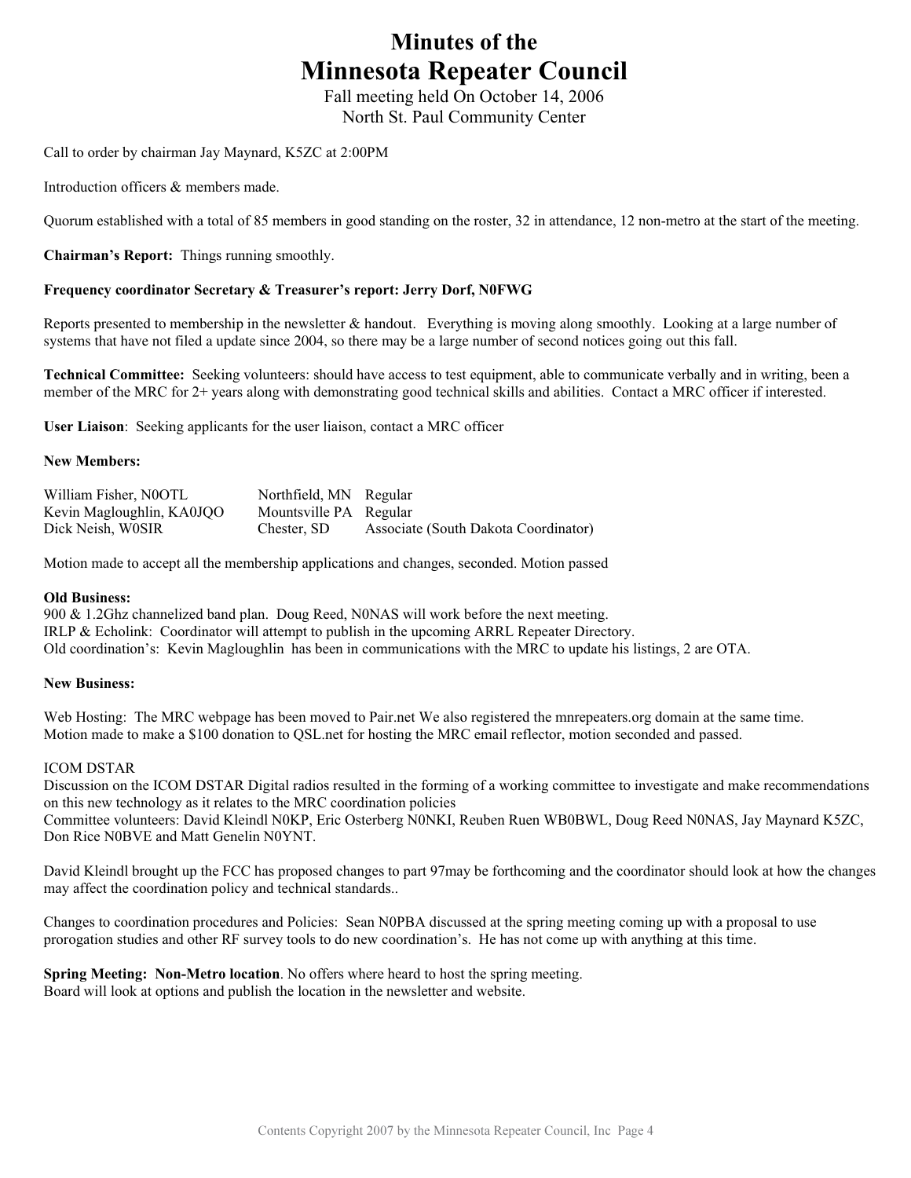# Minutes of the
# Minnesota Repeater Council

Fall meeting held On October 14, 2006
North St. Paul Community Center

Call to order by chairman Jay Maynard, K5ZC at 2:00PM

Introduction officers & members made.

Quorum established with a total of 85 members in good standing on the roster, 32 in attendance, 12 non-metro at the start of the meeting.

**Chairman's Report:** Things running smoothly.

**Frequency coordinator Secretary & Treasurer's report: Jerry Dorf, N0FWG**

Reports presented to membership in the newsletter & handout. Everything is moving along smoothly. Looking at a large number of systems that have not filed a update since 2004, so there may be a large number of second notices going out this fall.

**Technical Committee:** Seeking volunteers: should have access to test equipment, able to communicate verbally and in writing, been a member of the MRC for 2+ years along with demonstrating good technical skills and abilities. Contact a MRC officer if interested.

**User Liaison**: Seeking applicants for the user liaison, contact a MRC officer

**New Members:**

| | | |
|---|---|---|
| William Fisher, N0OTL | Northfield, MN | Regular |
| Kevin Magloughlin, KA0JQO | Mountsville PA | Regular |
| Dick Neish, W0SIR | Chester, SD | Associate (South Dakota Coordinator) |

Motion made to accept all the membership applications and changes, seconded. Motion passed

**Old Business:**
900 & 1.2Ghz channelized band plan. Doug Reed, N0NAS will work before the next meeting.
IRLP & Echolink: Coordinator will attempt to publish in the upcoming ARRL Repeater Directory.
Old coordination's: Kevin Magloughlin has been in communications with the MRC to update his listings, 2 are OTA.

**New Business:**

Web Hosting: The MRC webpage has been moved to Pair.net We also registered the mnrepeaters.org domain at the same time.
Motion made to make a $100 donation to QSL.net for hosting the MRC email reflector, motion seconded and passed.

ICOM DSTAR
Discussion on the ICOM DSTAR Digital radios resulted in the forming of a working committee to investigate and make recommendations on this new technology as it relates to the MRC coordination policies
Committee volunteers: David Kleindl N0KP, Eric Osterberg N0NKI, Reuben Ruen WB0BWL, Doug Reed N0NAS, Jay Maynard K5ZC, Don Rice N0BVE and Matt Genelin N0YNT.

David Kleindl brought up the FCC has proposed changes to part 97may be forthcoming and the coordinator should look at how the changes may affect the coordination policy and technical standards..

Changes to coordination procedures and Policies: Sean N0PBA discussed at the spring meeting coming up with a proposal to use prorogation studies and other RF survey tools to do new coordination's. He has not come up with anything at this time.

**Spring Meeting: Non-Metro location**. No offers where heard to host the spring meeting.
Board will look at options and publish the location in the newsletter and website.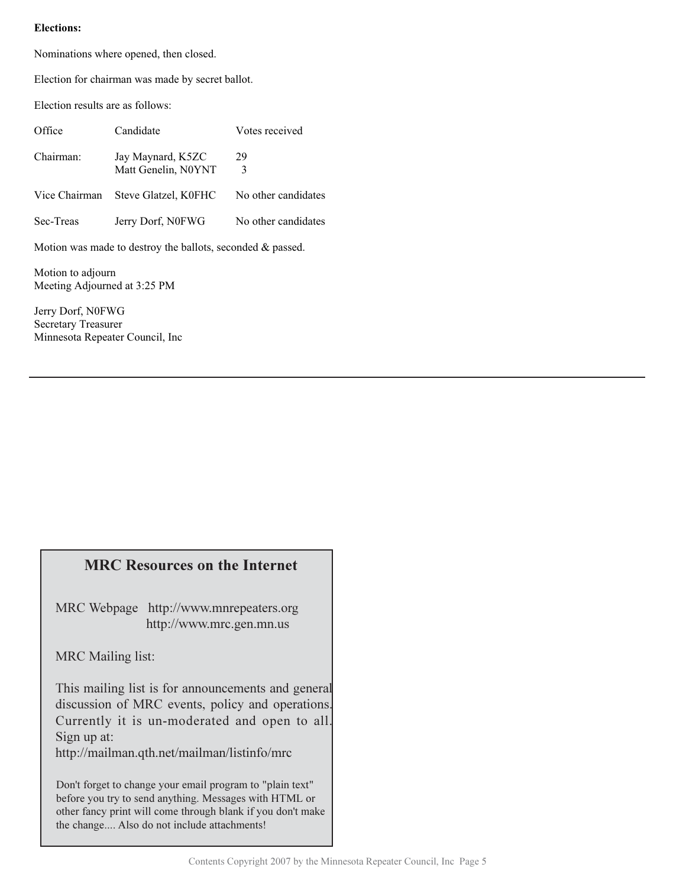**Elections:**

Nominations where opened, then closed.

Election for chairman was made by secret ballot.

Election results are as follows:

| Office | Candidate | Votes received |
|---|---|---|
| Chairman: | Jay Maynard, K5ZC | 29 |
| | Matt Genelin, N0YNT | 3 |
| Vice Chairman | Steve Glatzel, K0FHC | No other candidates |
| Sec-Treas | Jerry Dorf, N0FWG | No other candidates |

Motion was made to destroy the ballots, seconded & passed.

Motion to adjourn
Meeting Adjourned at 3:25 PM

Jerry Dorf, N0FWG
Secretary Treasurer
Minnesota Repeater Council, Inc

---

## MRC Resources on the Internet

MRC Webpage http://www.mnrepeaters.org
http://www.mrc.gen.mn.us

MRC Mailing list:

This mailing list is for announcements and general discussion of MRC events, policy and operations. Currently it is un-moderated and open to all. Sign up at:
http://mailman.qth.net/mailman/listinfo/mrc

Don't forget to change your email program to "plain text" before you try to send anything. Messages with HTML or other fancy print will come through blank if you don't make the change.... Also do not include attachments!

Contents Copyright 2007 by the Minnesota Repeater Council, Inc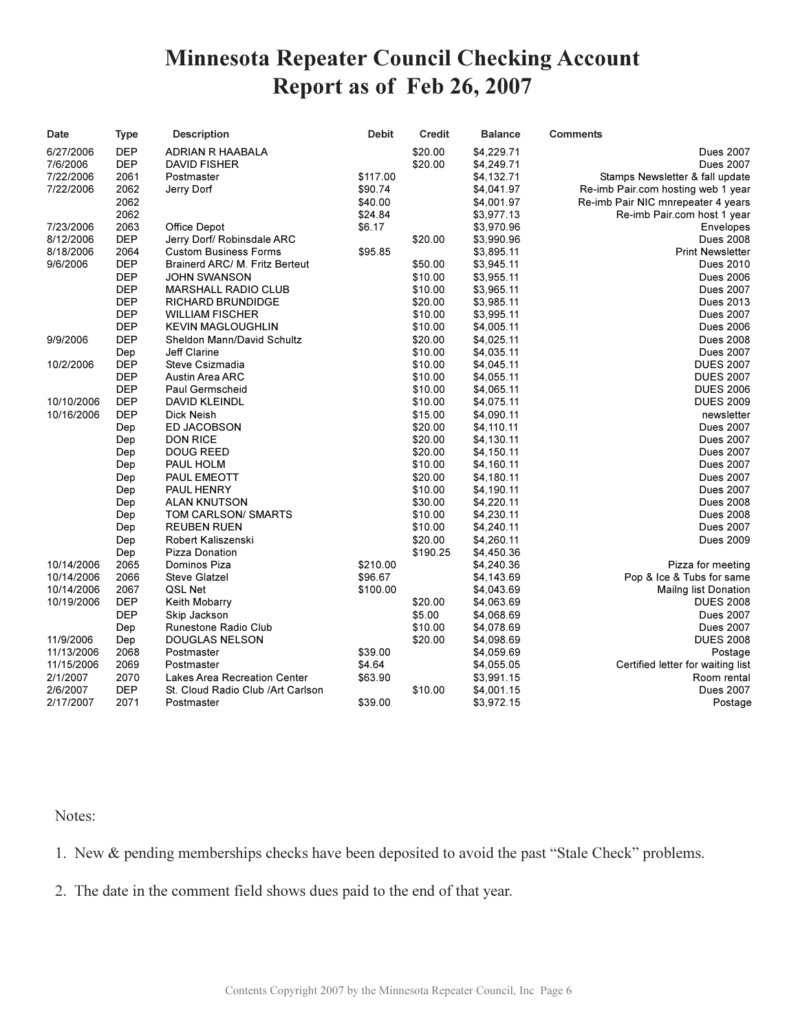# Minnesota Repeater Council Checking Account
# Report as of Feb 26, 2007

| Date | Type | Description | Debit | Credit | Balance | Comments |
|---|---|---|---|---|---|---|
| 6/27/2006 | DEP | ADRIAN R HAABALA | | $20.00 | $4,229.71 | Dues 2007 |
| 7/6/2006 | DEP | DAVID FISHER | | $20.00 | $4,249.71 | Dues 2007 |
| 7/22/2006 | 2061 | Postmaster | $117.00 | | $4,132.71 | Stamps Newsletter & fall update |
| 7/22/2006 | 2062 | Jerry Dorf | $90.74 | | $4,041.97 | Re-imb Pair.com hosting web 1 year |
| | 2062 | | $40.00 | | $4,001.97 | Re-imb Pair NIC mnrepeater 4 years |
| | 2062 | | $24.84 | | $3,977.13 | Re-imb Pair.com host 1 year |
| 7/23/2006 | 2063 | Office Depot | $6.17 | | $3,970.96 | Envelopes |
| 8/12/2006 | DEP | Jerry Dorf/ Robinsdale ARC | | $20.00 | $3,990.96 | Dues 2008 |
| 8/18/2006 | 2064 | Custom Business Forms | $95.85 | | $3,895.11 | Print Newsletter |
| 9/6/2006 | DEP | Brainerd ARC/ M. Fritz Berteut | | $50.00 | $3,945.11 | Dues 2010 |
| | DEP | JOHN SWANSON | | $10.00 | $3,955.11 | Dues 2006 |
| | DEP | MARSHALL RADIO CLUB | | $10.00 | $3,965.11 | Dues 2007 |
| | DEP | RICHARD BRUNDIDGE | | $20.00 | $3,985.11 | Dues 2013 |
| | DEP | WILLIAM FISCHER | | $10.00 | $3,995.11 | Dues 2007 |
| | DEP | KEVIN MAGLOUGHLIN | | $10.00 | $4,005.11 | Dues 2006 |
| 9/9/2006 | DEP | Sheldon Mann/David Schultz | | $20.00 | $4,025.11 | Dues 2008 |
| | Dep | Jeff Clarine | | $10.00 | $4,035.11 | Dues 2007 |
| 10/2/2006 | DEP | Steve Csizmadia | | $10.00 | $4,045.11 | DUES 2007 |
| | DEP | Austin Area ARC | | $10.00 | $4,055.11 | DUES 2007 |
| | DEP | Paul Germscheid | | $10.00 | $4,065.11 | DUES 2006 |
| 10/10/2006 | DEP | DAVID KLEINDL | | $10.00 | $4,075.11 | DUES 2009 |
| 10/16/2006 | DEP | Dick Neish | | $15.00 | $4,090.11 | newsletter |
| | Dep | ED JACOBSON | | $20.00 | $4,110.11 | Dues 2007 |
| | Dep | DON RICE | | $20.00 | $4,130.11 | Dues 2007 |
| | Dep | DOUG REED | | $20.00 | $4,150.11 | Dues 2007 |
| | Dep | PAUL HOLM | | $10.00 | $4,160.11 | Dues 2007 |
| | Dep | PAUL EMEOTT | | $20.00 | $4,180.11 | Dues 2007 |
| | Dep | PAUL HENRY | | $10.00 | $4,190.11 | Dues 2007 |
| | Dep | ALAN KNUTSON | | $30.00 | $4,220.11 | Dues 2008 |
| | Dep | TOM CARLSON/ SMARTS | | $10.00 | $4,230.11 | Dues 2008 |
| | Dep | REUBEN RUEN | | $10.00 | $4,240.11 | Dues 2007 |
| | Dep | Robert Kaliszenski | | $20.00 | $4,260.11 | Dues 2009 |
| | Dep | Pizza Donation | | $190.25 | $4,450.36 | |
| 10/14/2006 | 2065 | Dominos Piza | $210.00 | | $4,240.36 | Pizza for meeting |
| 10/14/2006 | 2066 | Steve Glatzel | $96.67 | | $4,143.69 | Pop & Ice & Tubs for same |
| 10/14/2006 | 2067 | QSL Net | $100.00 | | $4,043.69 | Mailng list Donation |
| 10/19/2006 | DEP | Keith Mobarry | | $20.00 | $4,063.69 | DUES 2008 |
| | DEP | Skip Jackson | | $5.00 | $4,068.69 | Dues 2007 |
| | Dep | Runestone Radio Club | | $10.00 | $4,078.69 | Dues 2007 |
| 11/9/2006 | Dep | DOUGLAS NELSON | | $20.00 | $4,098.69 | DUES 2008 |
| 11/13/2006 | 2068 | Postmaster | $39.00 | | $4,059.69 | Postage |
| 11/15/2006 | 2069 | Postmaster | $4.64 | | $4,055.05 | Certified letter for waiting list |
| 2/1/2007 | 2070 | Lakes Area Recreation Center | $63.90 | | $3,991.15 | Room rental |
| 2/6/2007 | DEP | St. Cloud Radio Club /Art Carlson | | $10.00 | $4,001.15 | Dues 2007 |
| 2/17/2007 | 2071 | Postmaster | $39.00 | | $3,972.15 | Postage |

Notes:

1. New & pending memberships checks have been deposited to avoid the past "Stale Check" problems.
2. The date in the comment field shows dues paid to the end of that year.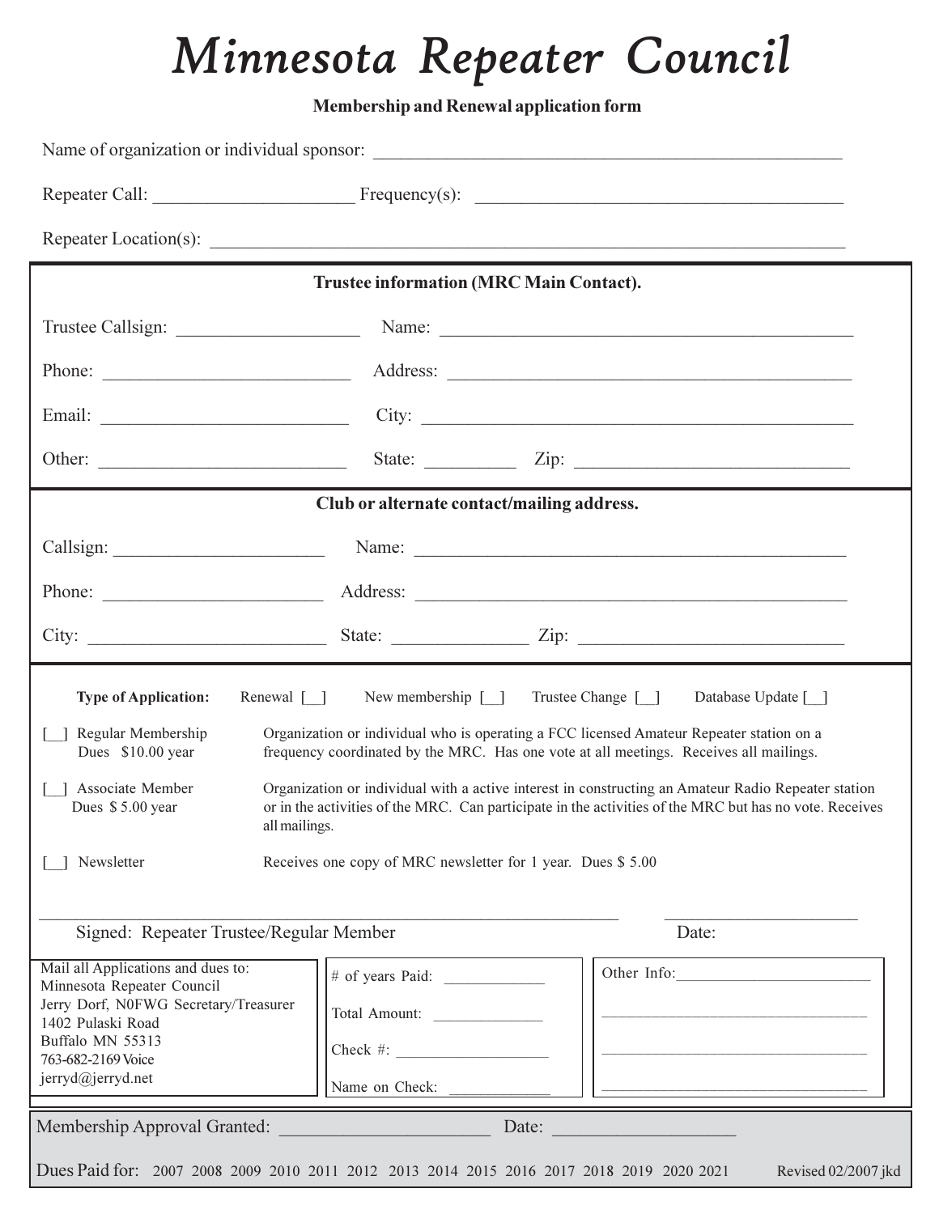# Minnesota Repeater Council

**Membership and Renewal application form**

Name of organization or individual sponsor: ____________________________________________________

Repeater Call: _____________________ Frequency(s): ____________________________________

Repeater Location(s): ___________________________________________________________________

**Trustee information (MRC Main Contact).**

Trustee Callsign: ___________________ Name: ____________________________________________

Phone: _________________________ Address: ____________________________________________

Email: _________________________ City: _______________________________________________

Other: _________________________ State: _________ Zip: ____________________________

**Club or alternate contact/mailing address.**

Callsign: ______________________ Name: ______________________________________________

Phone: ________________________ Address: ____________________________________________

City: _________________________ State: ______________ Zip: ___________________________

**Type of Application:** Renewal [__] New membership [__] Trustee Change [__] Database Update [__]

[__] Regular Membership Dues $10.00 year — Organization or individual who is operating a FCC licensed Amateur Repeater station on a frequency coordinated by the MRC. Has one vote at all meetings. Receives all mailings.

[__] Associate Member Dues $ 5.00 year — Organization or individual with a active interest in constructing an Amateur Radio Repeater station or in the activities of the MRC. Can participate in the activities of the MRC but has no vote. Receives all mailings.

[__] Newsletter — Receives one copy of MRC newsletter for 1 year. Dues $ 5.00

_____________________________________________________________ ____________________

Signed: Repeater Trustee/Regular Member Date:

Mail all Applications and dues to:
Minnesota Repeater Council
Jerry Dorf, N0FWG Secretary/Treasurer
1402 Pulaski Road
Buffalo MN 55313
763-682-2169 Voice
jerryd@jerryd.net

# of years Paid: ____________

Total Amount: _____________

Check #: __________________

Name on Check: ____________

Other Info:________________________

__________________________________

__________________________________

__________________________________

Membership Approval Granted: ______________________ Date: ___________________

Dues Paid for: 2007 2008 2009 2010 2011 2012 2013 2014 2015 2016 2017 2018 2019 2020 2021

Revised 02/2007 jkd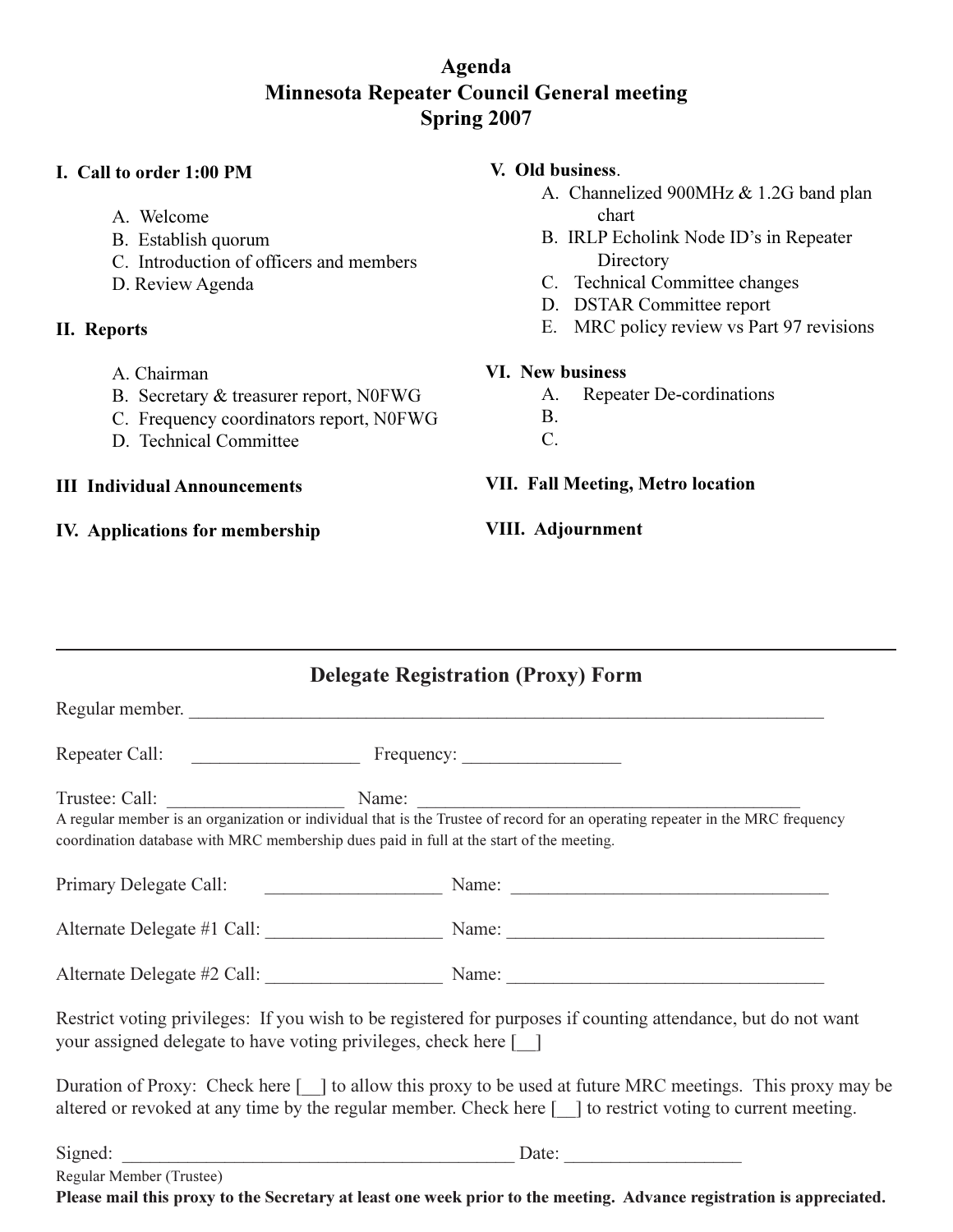# Agenda
## Minnesota Repeater Council General meeting
## Spring 2007

**I. Call to order 1:00 PM**

A. Welcome
B. Establish quorum
C. Introduction of officers and members
D. Review Agenda

**II. Reports**

A. Chairman
B. Secretary & treasurer report, N0FWG
C. Frequency coordinators report, N0FWG
D. Technical Committee

**III Individual Announcements**

**IV. Applications for membership**

**V. Old business**.

A. Channelized 900MHz & 1.2G band plan chart
B. IRLP Echolink Node ID's in Repeater Directory
C. Technical Committee changes
D. DSTAR Committee report
E. MRC policy review vs Part 97 revisions

**VI. New business**

A. Repeater De-cordinations
B.
C.

**VII. Fall Meeting, Metro location**

**VIII. Adjournment**

---

## Delegate Registration (Proxy) Form

Regular member. ______________________________________________________________________

Repeater Call: __________________ Frequency: ________________

Trustee: Call: __________________ Name: __________________________________________

A regular member is an organization or individual that is the Trustee of record for an operating repeater in the MRC frequency coordination database with MRC membership dues paid in full at the start of the meeting.

Primary Delegate Call: __________________ Name: ___________________________________

Alternate Delegate #1 Call: __________________ Name: ___________________________________

Alternate Delegate #2 Call: __________________ Name: ___________________________________

Restrict voting privileges: If you wish to be registered for purposes if counting attendance, but do not want your assigned delegate to have voting privileges, check here [__]

Duration of Proxy: Check here [__] to allow this proxy to be used at future MRC meetings. This proxy may be altered or revoked at any time by the regular member. Check here [__] to restrict voting to current meeting.

Signed: ____________________________________________ Date: __________________

Regular Member (Trustee)

**Please mail this proxy to the Secretary at least one week prior to the meeting. Advance registration is appreciated.**